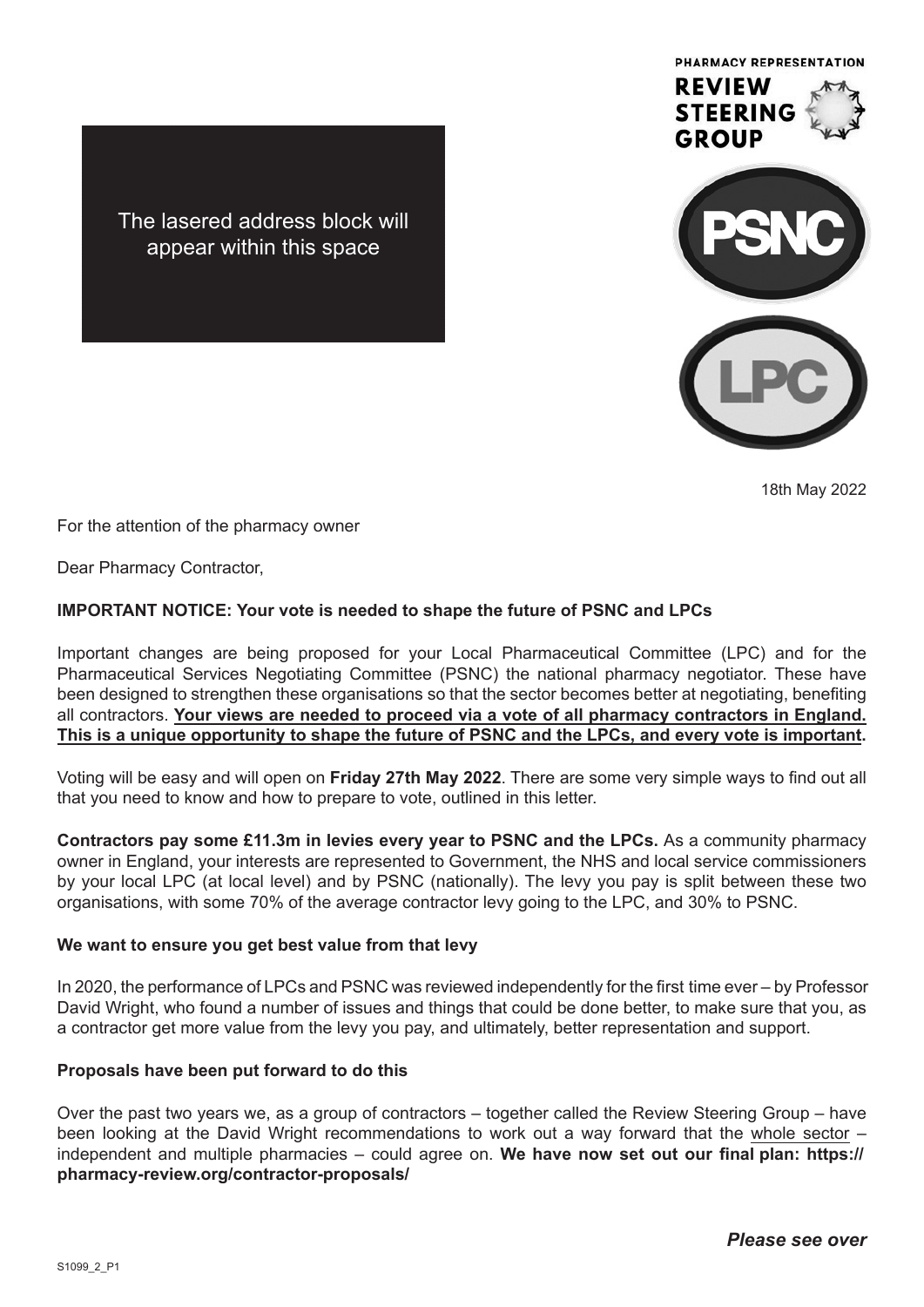The lasered address block will appear within this space

PHARMACY REPRESENTATION
REVIEW STEERING GROUP

PSNC

LPC

18th May 2022

For the attention of the pharmacy owner

Dear Pharmacy Contractor,

**IMPORTANT NOTICE: Your vote is needed to shape the future of PSNC and LPCs**

Important changes are being proposed for your Local Pharmaceutical Committee (LPC) and for the Pharmaceutical Services Negotiating Committee (PSNC) the national pharmacy negotiator. These have been designed to strengthen these organisations so that the sector becomes better at negotiating, benefiting all contractors. **Your views are needed to proceed via a vote of all pharmacy contractors in England. This is a unique opportunity to shape the future of PSNC and the LPCs, and every vote is important.**

Voting will be easy and will open on **Friday 27th May 2022**. There are some very simple ways to find out all that you need to know and how to prepare to vote, outlined in this letter.

**Contractors pay some £11.3m in levies every year to PSNC and the LPCs.** As a community pharmacy owner in England, your interests are represented to Government, the NHS and local service commissioners by your local LPC (at local level) and by PSNC (nationally). The levy you pay is split between these two organisations, with some 70% of the average contractor levy going to the LPC, and 30% to PSNC.

**We want to ensure you get best value from that levy**

In 2020, the performance of LPCs and PSNC was reviewed independently for the first time ever – by Professor David Wright, who found a number of issues and things that could be done better, to make sure that you, as a contractor get more value from the levy you pay, and ultimately, better representation and support.

**Proposals have been put forward to do this**

Over the past two years we, as a group of contractors – together called the Review Steering Group – have been looking at the David Wright recommendations to work out a way forward that the whole sector – independent and multiple pharmacies – could agree on. **We have now set out our final plan: https://pharmacy-review.org/contractor-proposals/**

***Please see over***

S1099_2_P1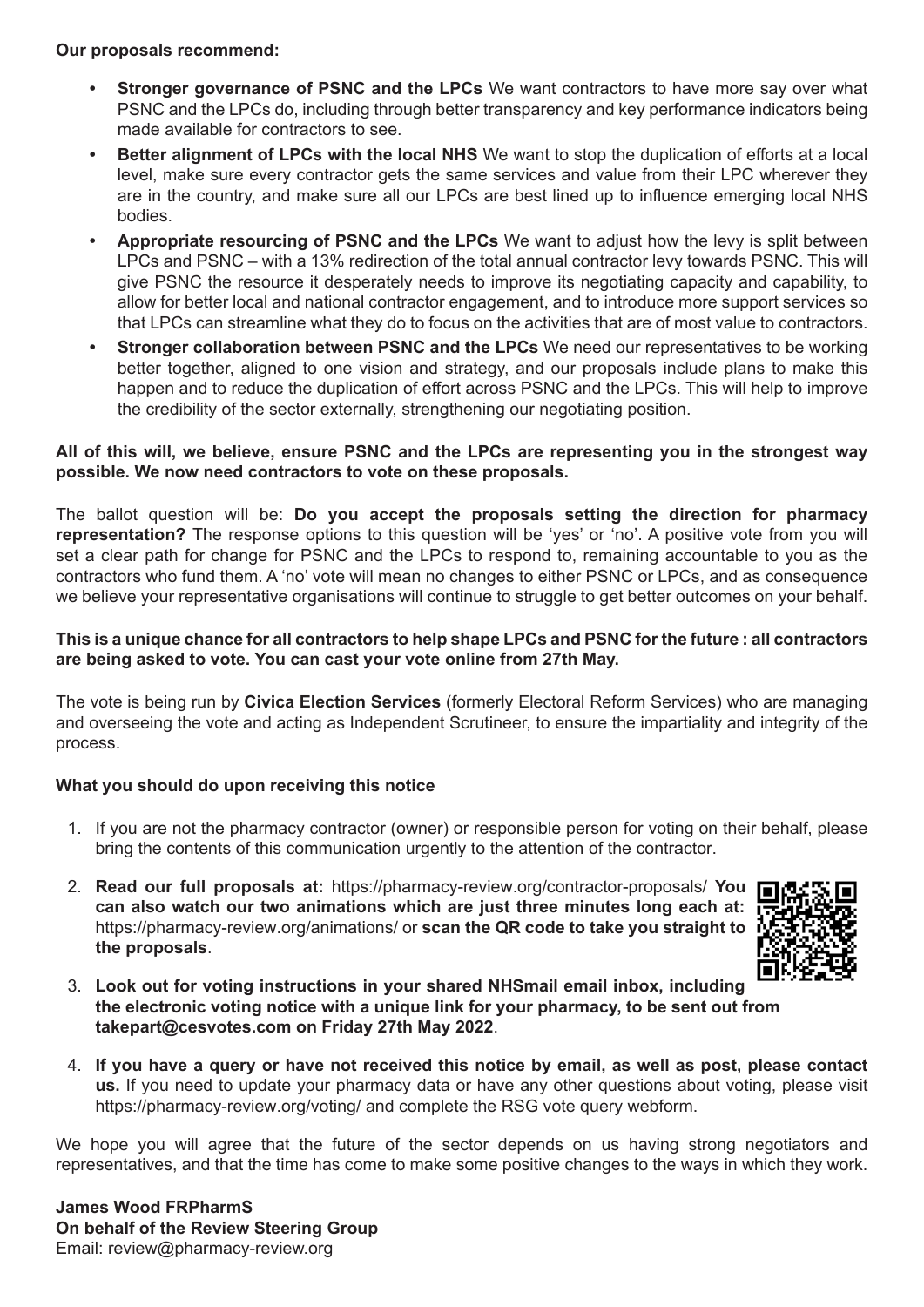**Our proposals recommend:**

- **Stronger governance of PSNC and the LPCs** We want contractors to have more say over what PSNC and the LPCs do, including through better transparency and key performance indicators being made available for contractors to see.
- **Better alignment of LPCs with the local NHS** We want to stop the duplication of efforts at a local level, make sure every contractor gets the same services and value from their LPC wherever they are in the country, and make sure all our LPCs are best lined up to influence emerging local NHS bodies.
- **Appropriate resourcing of PSNC and the LPCs** We want to adjust how the levy is split between LPCs and PSNC – with a 13% redirection of the total annual contractor levy towards PSNC. This will give PSNC the resource it desperately needs to improve its negotiating capacity and capability, to allow for better local and national contractor engagement, and to introduce more support services so that LPCs can streamline what they do to focus on the activities that are of most value to contractors.
- **Stronger collaboration between PSNC and the LPCs** We need our representatives to be working better together, aligned to one vision and strategy, and our proposals include plans to make this happen and to reduce the duplication of effort across PSNC and the LPCs. This will help to improve the credibility of the sector externally, strengthening our negotiating position.

**All of this will, we believe, ensure PSNC and the LPCs are representing you in the strongest way possible. We now need contractors to vote on these proposals.**

The ballot question will be: **Do you accept the proposals setting the direction for pharmacy representation?** The response options to this question will be 'yes' or 'no'. A positive vote from you will set a clear path for change for PSNC and the LPCs to respond to, remaining accountable to you as the contractors who fund them. A 'no' vote will mean no changes to either PSNC or LPCs, and as consequence we believe your representative organisations will continue to struggle to get better outcomes on your behalf.

**This is a unique chance for all contractors to help shape LPCs and PSNC for the future : all contractors are being asked to vote. You can cast your vote online from 27th May.**

The vote is being run by **Civica Election Services** (formerly Electoral Reform Services) who are managing and overseeing the vote and acting as Independent Scrutineer, to ensure the impartiality and integrity of the process.

**What you should do upon receiving this notice**

1. If you are not the pharmacy contractor (owner) or responsible person for voting on their behalf, please bring the contents of this communication urgently to the attention of the contractor.
2. **Read our full proposals at:** https://pharmacy-review.org/contractor-proposals/ **You can also watch our two animations which are just three minutes long each at:** https://pharmacy-review.org/animations/ or **scan the QR code to take you straight to the proposals**.
3. **Look out for voting instructions in your shared NHSmail email inbox, including the electronic voting notice with a unique link for your pharmacy, to be sent out from takepart@cesvotes.com on Friday 27th May 2022**.
4. **If you have a query or have not received this notice by email, as well as post, please contact us.** If you need to update your pharmacy data or have any other questions about voting, please visit https://pharmacy-review.org/voting/ and complete the RSG vote query webform.

We hope you will agree that the future of the sector depends on us having strong negotiators and representatives, and that the time has come to make some positive changes to the ways in which they work.

**James Wood FRPharmS**
**On behalf of the Review Steering Group**
Email: review@pharmacy-review.org